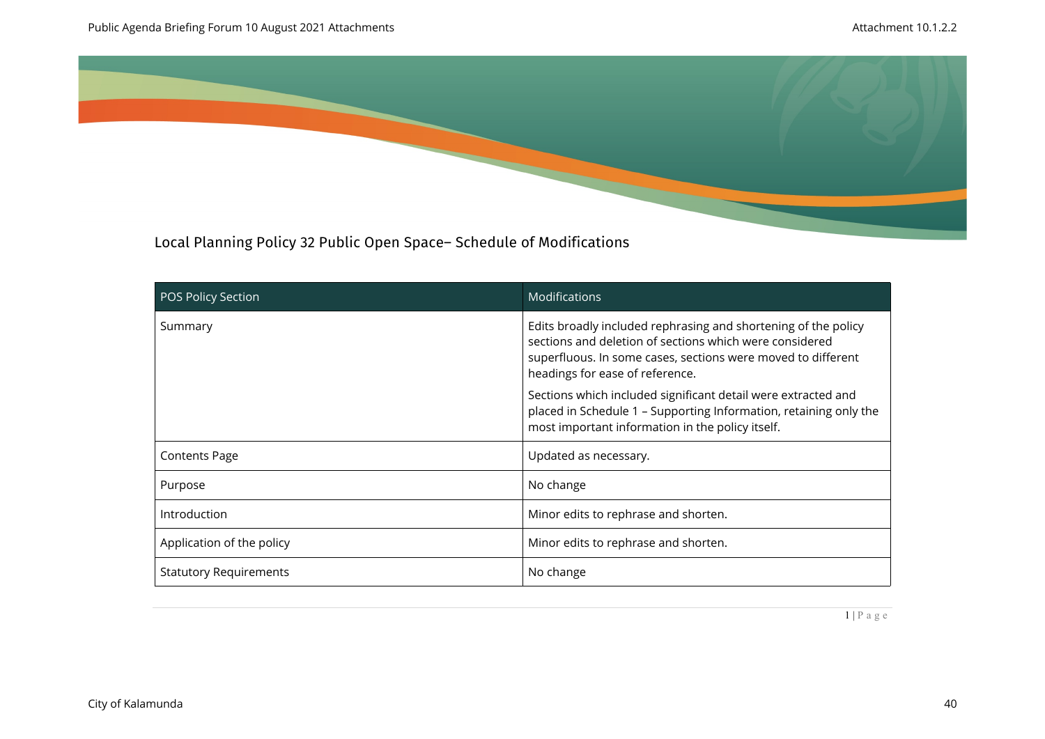## Local Planning Policy 32 Public Open Space– Schedule of Modifications

| POS Policy Section | Modifications |
| --- | --- |
| Summary | Edits broadly included rephrasing and shortening of the policy sections and deletion of sections which were considered superfluous. In some cases, sections were moved to different headings for ease of reference.<br><br>Sections which included significant detail were extracted and placed in Schedule 1 – Supporting Information, retaining only the most important information in the policy itself. |
| Contents Page | Updated as necessary. |
| Purpose | No change |
| Introduction | Minor edits to rephrase and shorten. |
| Application of the policy | Minor edits to rephrase and shorten. |
| Statutory Requirements | No change |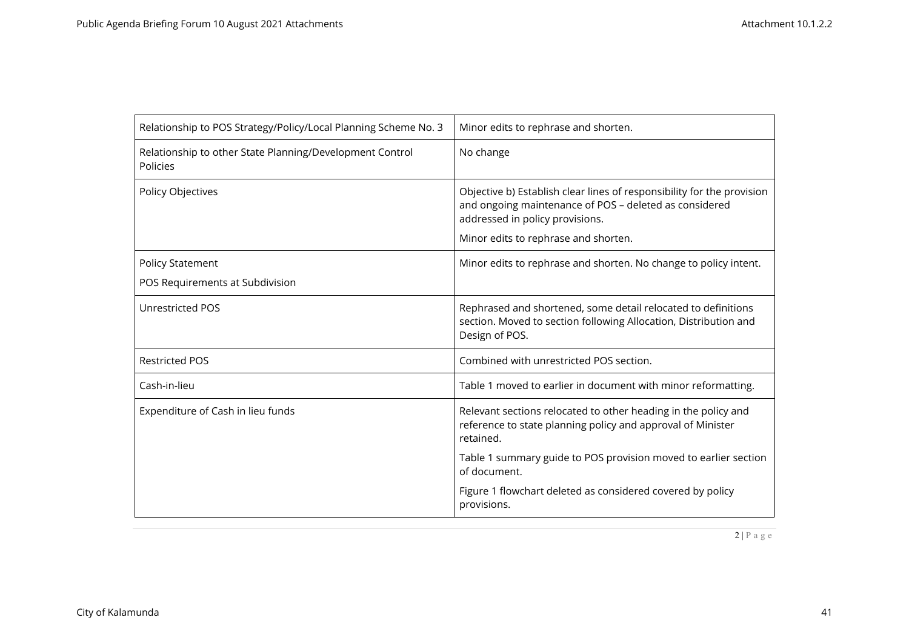| | |
|---|---|
| Relationship to POS Strategy/Policy/Local Planning Scheme No. 3 | Minor edits to rephrase and shorten. |
| Relationship to other State Planning/Development Control Policies | No change |
| Policy Objectives | Objective b) Establish clear lines of responsibility for the provision and ongoing maintenance of POS – deleted as considered addressed in policy provisions.<br><br>Minor edits to rephrase and shorten. |
| Policy Statement<br><br>POS Requirements at Subdivision | Minor edits to rephrase and shorten. No change to policy intent. |
| Unrestricted POS | Rephrased and shortened, some detail relocated to definitions section. Moved to section following Allocation, Distribution and Design of POS. |
| Restricted POS | Combined with unrestricted POS section. |
| Cash-in-lieu | Table 1 moved to earlier in document with minor reformatting. |
| Expenditure of Cash in lieu funds | Relevant sections relocated to other heading in the policy and reference to state planning policy and approval of Minister retained.<br><br>Table 1 summary guide to POS provision moved to earlier section of document.<br><br>Figure 1 flowchart deleted as considered covered by policy provisions. |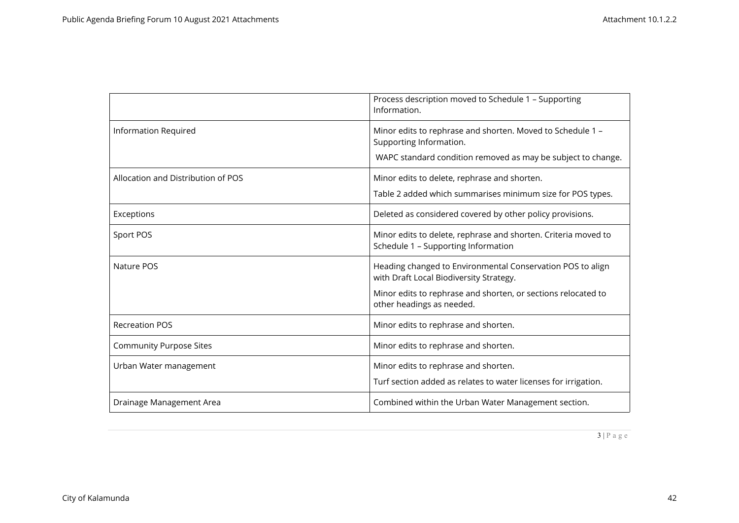| | |
|---|---|
| | Process description moved to Schedule 1 – Supporting Information. |
| Information Required | Minor edits to rephrase and shorten. Moved to Schedule 1 – Supporting Information.<br>WAPC standard condition removed as may be subject to change. |
| Allocation and Distribution of POS | Minor edits to delete, rephrase and shorten.<br>Table 2 added which summarises minimum size for POS types. |
| Exceptions | Deleted as considered covered by other policy provisions. |
| Sport POS | Minor edits to delete, rephrase and shorten. Criteria moved to Schedule 1 – Supporting Information |
| Nature POS | Heading changed to Environmental Conservation POS to align with Draft Local Biodiversity Strategy.<br>Minor edits to rephrase and shorten, or sections relocated to other headings as needed. |
| Recreation POS | Minor edits to rephrase and shorten. |
| Community Purpose Sites | Minor edits to rephrase and shorten. |
| Urban Water management | Minor edits to rephrase and shorten.<br>Turf section added as relates to water licenses for irrigation. |
| Drainage Management Area | Combined within the Urban Water Management section. |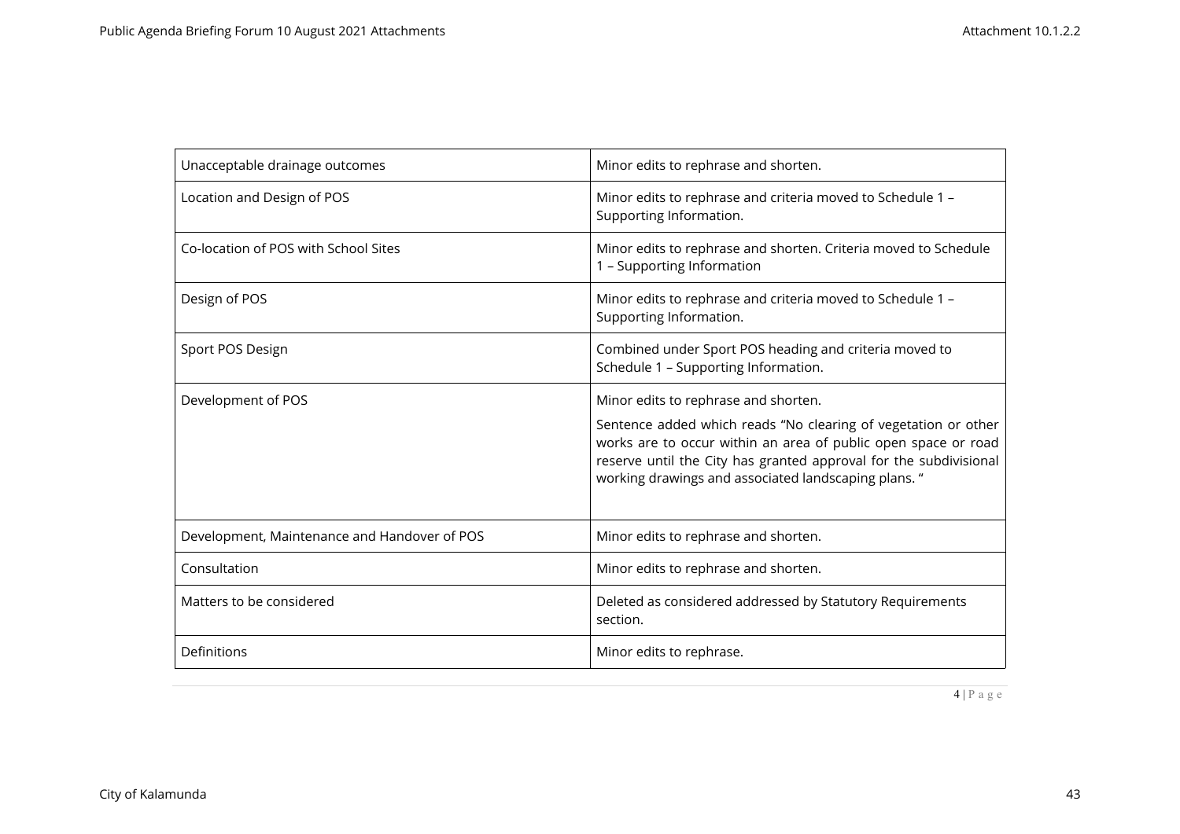| Unacceptable drainage outcomes | Minor edits to rephrase and shorten. |
|---|---|
| Location and Design of POS | Minor edits to rephrase and criteria moved to Schedule 1 – Supporting Information. |
| Co-location of POS with School Sites | Minor edits to rephrase and shorten. Criteria moved to Schedule 1 – Supporting Information |
| Design of POS | Minor edits to rephrase and criteria moved to Schedule 1 – Supporting Information. |
| Sport POS Design | Combined under Sport POS heading and criteria moved to Schedule 1 – Supporting Information. |
| Development of POS | Minor edits to rephrase and shorten.<br><br>Sentence added which reads "No clearing of vegetation or other works are to occur within an area of public open space or road reserve until the City has granted approval for the subdivisional working drawings and associated landscaping plans. " |
| Development, Maintenance and Handover of POS | Minor edits to rephrase and shorten. |
| Consultation | Minor edits to rephrase and shorten. |
| Matters to be considered | Deleted as considered addressed by Statutory Requirements section. |
| Definitions | Minor edits to rephrase. |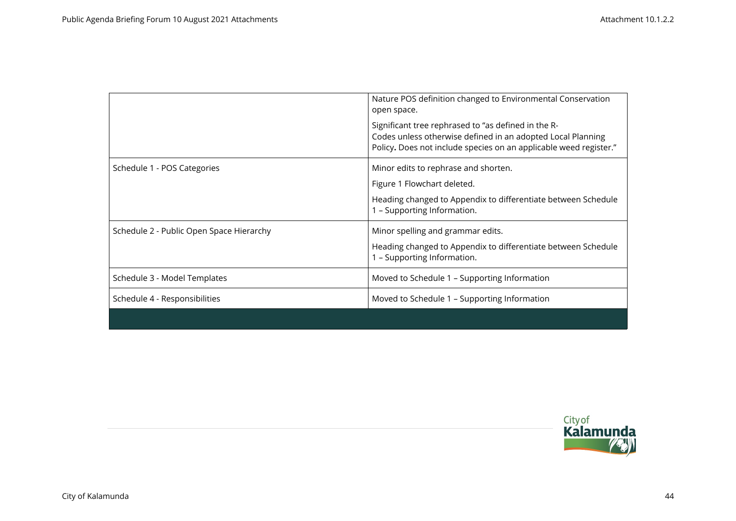| | |
|---|---|
| | Nature POS definition changed to Environmental Conservation open space.<br>Significant tree rephrased to "as defined in the R-Codes unless otherwise defined in an adopted Local Planning Policy**.** Does not include species on an applicable weed register." |
| Schedule 1 - POS Categories | Minor edits to rephrase and shorten.<br>Figure 1 Flowchart deleted.<br>Heading changed to Appendix to differentiate between Schedule 1 – Supporting Information. |
| Schedule 2 - Public Open Space Hierarchy | Minor spelling and grammar edits.<br>Heading changed to Appendix to differentiate between Schedule 1 – Supporting Information. |
| Schedule 3 - Model Templates | Moved to Schedule 1 – Supporting Information |
| Schedule 4 - Responsibilities | Moved to Schedule 1 – Supporting Information |
| | |